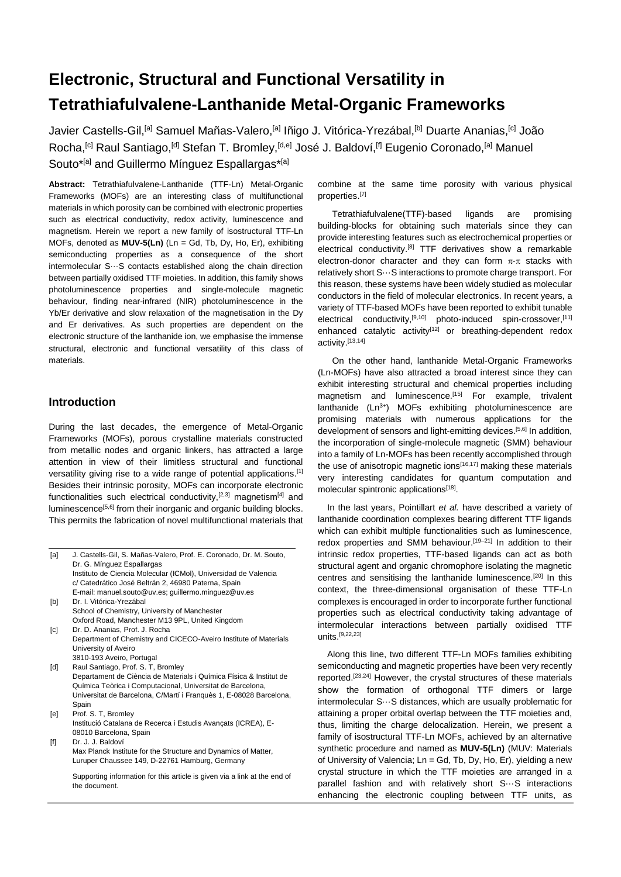# Electronic, Structural and Functional Versatility in Tetrathiafulvalene-Lanthanide Metal-Organic Frameworks

Javier Castells-Gil,[a] Samuel Mañas-Valero,[a] Iñigo J. Vitórica-Yrezábal,[b] Duarte Ananias,[c] João Rocha,[c] Raul Santiago,[d] Stefan T. Bromley,[d,e] José J. Baldoví,[f] Eugenio Coronado,[a] Manuel Souto*[a] and Guillermo Mínguez Espallargas*[a]

**Abstract:** Tetrathiafulvalene-Lanthanide (TTF-Ln) Metal-Organic Frameworks (MOFs) are an interesting class of multifunctional materials in which porosity can be combined with electronic properties such as electrical conductivity, redox activity, luminescence and magnetism. Herein we report a new family of isostructural TTF-Ln MOFs, denoted as **MUV-5(Ln)** (Ln = Gd, Tb, Dy, Ho, Er), exhibiting semiconducting properties as a consequence of the short intermolecular S···S contacts established along the chain direction between partially oxidised TTF moieties. In addition, this family shows photoluminescence properties and single-molecule magnetic behaviour, finding near-infrared (NIR) photoluminescence in the Yb/Er derivative and slow relaxation of the magnetisation in the Dy and Er derivatives. As such properties are dependent on the electronic structure of the lanthanide ion, we emphasise the immense structural, electronic and functional versatility of this class of materials.

## Introduction

During the last decades, the emergence of Metal-Organic Frameworks (MOFs), porous crystalline materials constructed from metallic nodes and organic linkers, has attracted a large attention in view of their limitless structural and functional versatility giving rise to a wide range of potential applications.[1] Besides their intrinsic porosity, MOFs can incorporate electronic functionalities such electrical conductivity,[2,3] magnetism[4] and luminescence[5,6] from their inorganic and organic building blocks. This permits the fabrication of novel multifunctional materials that combine at the same time porosity with various physical properties.[7]

Tetrathiafulvalene(TTF)-based ligands are promising building-blocks for obtaining such materials since they can provide interesting features such as electrochemical properties or electrical conductivity.[8] TTF derivatives show a remarkable electron-donor character and they can form π-π stacks with relatively short S···S interactions to promote charge transport. For this reason, these systems have been widely studied as molecular conductors in the field of molecular electronics. In recent years, a variety of TTF-based MOFs have been reported to exhibit tunable electrical conductivity,[9,10] photo-induced spin-crossover,[11] enhanced catalytic activity[12] or breathing-dependent redox activity.[13,14]

On the other hand, lanthanide Metal-Organic Frameworks (Ln-MOFs) have also attracted a broad interest since they can exhibit interesting structural and chemical properties including magnetism and luminescence.[15] For example, trivalent lanthanide ($Ln^{3+}$) MOFs exhibiting photoluminescence are promising materials with numerous applications for the development of sensors and light-emitting devices.[5,6] In addition, the incorporation of single-molecule magnetic (SMM) behaviour into a family of Ln-MOFs has been recently accomplished through the use of anisotropic magnetic ions[16,17] making these materials very interesting candidates for quantum computation and molecular spintronic applications[18].

In the last years, Pointillart *et al.* have described a variety of lanthanide coordination complexes bearing different TTF ligands which can exhibit multiple functionalities such as luminescence, redox properties and SMM behaviour.[19–21] In addition to their intrinsic redox properties, TTF-based ligands can act as both structural agent and organic chromophore isolating the magnetic centres and sensitising the lanthanide luminescence.[20] In this context, the three-dimensional organisation of these TTF-Ln complexes is encouraged in order to incorporate further functional properties such as electrical conductivity taking advantage of intermolecular interactions between partially oxidised TTF units.[9,22,23]

Along this line, two different TTF-Ln MOFs families exhibiting semiconducting and magnetic properties have been very recently reported.[23,24] However, the crystal structures of these materials show the formation of orthogonal TTF dimers or large intermolecular S···S distances, which are usually problematic for attaining a proper orbital overlap between the TTF moieties and, thus, limiting the charge delocalization. Herein, we present a family of isostructural TTF-Ln MOFs, achieved by an alternative synthetic procedure and named as **MUV-5(Ln)** (MUV: Materials of University of Valencia; Ln = Gd, Tb, Dy, Ho, Er), yielding a new crystal structure in which the TTF moieties are arranged in a parallel fashion and with relatively short S···S interactions enhancing the electronic coupling between TTF units, as

[a] J. Castells-Gil, S. Mañas-Valero, Prof. E. Coronado, Dr. M. Souto, Dr. G. Mínguez Espallargas
Instituto de Ciencia Molecular (ICMol), Universidad de Valencia
c/ Catedrático José Beltrán 2, 46980 Paterna, Spain
E-mail: manuel.souto@uv.es; guillermo.minguez@uv.es

[b] Dr. I. Vitórica-Yrezábal
School of Chemistry, University of Manchester
Oxford Road, Manchester M13 9PL, United Kingdom

[c] Dr. D. Ananias, Prof. J. Rocha
Department of Chemistry and CICECO-Aveiro Institute of Materials
University of Aveiro
3810-193 Aveiro, Portugal

[d] Raul Santiago, Prof. S. T, Bromley
Departament de Ciència de Materials i Química Física & Institut de Química Teòrica i Computacional, Universitat de Barcelona, Universitat de Barcelona, C/Martí i Franquès 1, E-08028 Barcelona, Spain

[e] Prof. S. T, Bromley
Institució Catalana de Recerca i Estudis Avançats (ICREA), E-08010 Barcelona, Spain

[f] Dr. J. J. Baldoví
Max Planck Institute for the Structure and Dynamics of Matter, Luruper Chaussee 149, D-22761 Hamburg, Germany

Supporting information for this article is given via a link at the end of the document.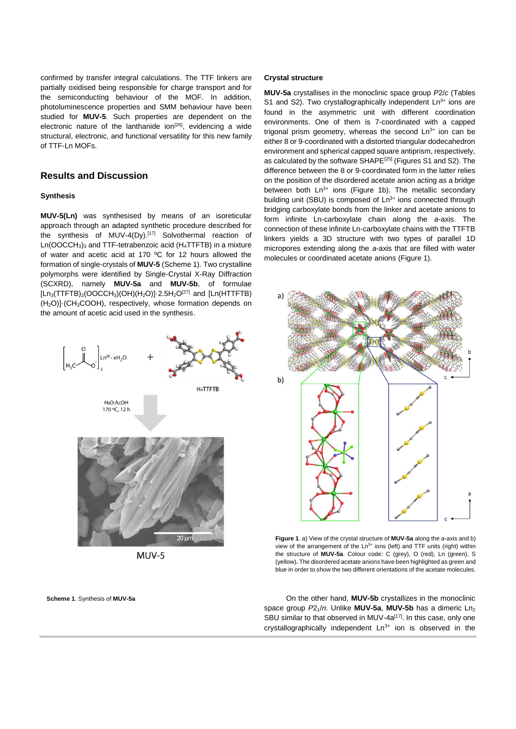confirmed by transfer integral calculations. The TTF linkers are partially oxidised being responsible for charge transport and for the semiconducting behaviour of the MOF. In addition, photoluminescence properties and SMM behaviour have been studied for **MUV-5**. Such properties are dependent on the electronic nature of the lanthanide ion[26], evidencing a wide structural, electronic, and functional versatility for this new family of TTF-Ln MOFs.

## Results and Discussion

### Synthesis

**MUV-5(Ln)** was synthesised by means of an isoreticular approach through an adapted synthetic procedure described for the synthesis of MUV-4(Dy).[17] Solvothermal reaction of $Ln(OOCCH_3)_3$ and TTF-tetrabenzoic acid ($H_4TTFTB$) in a mixture of water and acetic acid at 170 ºC for 12 hours allowed the formation of single-crystals of **MUV-5** (Scheme 1). Two crystalline polymorphs were identified by Single-Crystal X-Ray Diffraction (SCXRD), namely **MUV-5a** and **MUV-5b**, of formulae $[Ln_3(TTFTB)_2(OOCCH_3)(OH)(H_2O)]\cdot 2.5H_2O$[27] and $[Ln(HTTFTB)(H_2O)]\cdot(CH_3COOH)$, respectively, whose formation depends on the amount of acetic acid used in the synthesis.

**Scheme 1**. Synthesis of **MUV-5a**

### Crystal structure

**MUV-5a** crystallises in the monoclinic space group *P*2/*c* (Tables S1 and S2). Two crystallographically independent $Ln^{3+}$ ions are found in the asymmetric unit with different coordination environments. One of them is 7-coordinated with a capped trigonal prism geometry, whereas the second $Ln^{3+}$ ion can be either 8 or 9-coordinated with a distorted triangular dodecahedron environment and spherical capped square antiprism, respectively, as calculated by the software SHAPE[25] (Figures S1 and S2). The difference between the 8 or 9-coordinated form in the latter relies on the position of the disordered acetate anion acting as a bridge between both $Ln^{3+}$ ions (Figure 1b). The metallic secondary building unit (SBU) is composed of $Ln^{3+}$ ions connected through bridging carboxylate bonds from the linker and acetate anions to form infinite Ln-carboxylate chain along the *a*-axis. The connection of these infinite Ln-carboxylate chains with the TTFTB linkers yields a 3D structure with two types of parallel 1D micropores extending along the *a*-axis that are filled with water molecules or coordinated acetate anions (Figure 1).

**Figure 1**. a) View of the crystal structure of **MUV-5a** along the *a*-axis and b) view of the arrangement of the $Ln^{3+}$ ions (left) and TTF units (right) within the structure of **MUV-5a**. Colour code: C (grey), O (red), Ln (green), S (yellow). The disordered acetate anions have been highlighted as green and blue in order to show the two different orientations of the acetate molecules.

On the other hand, **MUV-5b** crystallizes in the monoclinic space group $P2_1/n$. Unlike **MUV-5a**, **MUV-5b** has a dimeric $Ln_2$ SBU similar to that observed in MUV-4a[17]. In this case, only one crystallographically independent $Ln^{3+}$ ion is observed in the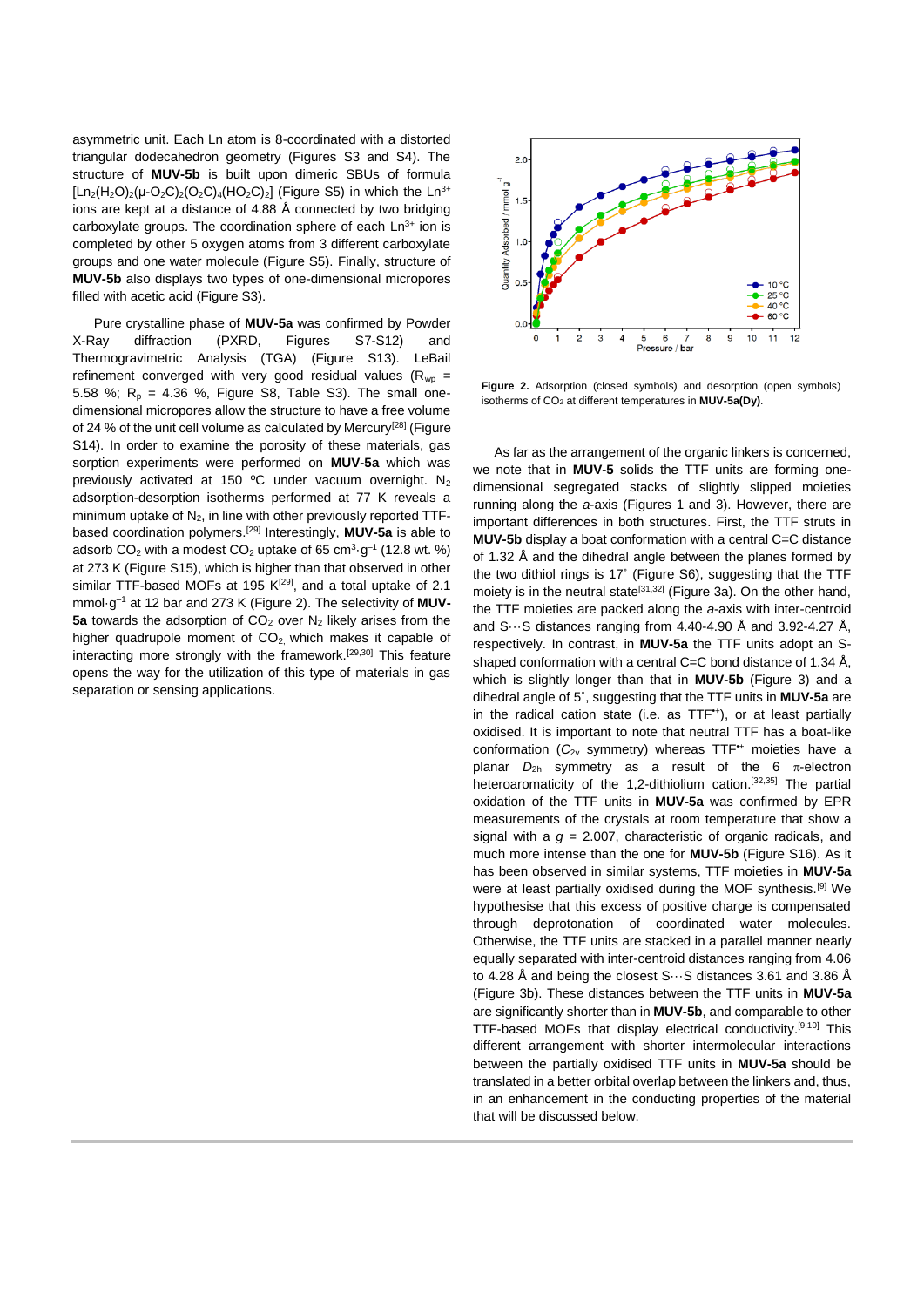asymmetric unit. Each Ln atom is 8-coordinated with a distorted triangular dodecahedron geometry (Figures S3 and S4). The structure of **MUV-5b** is built upon dimeric SBUs of formula $[Ln_2(H_2O)_2(\mu\text{-}O_2C)_2(O_2C)_4(HO_2C)_2]$ (Figure S5) in which the $Ln^{3+}$ ions are kept at a distance of 4.88 Å connected by two bridging carboxylate groups. The coordination sphere of each $Ln^{3+}$ ion is completed by other 5 oxygen atoms from 3 different carboxylate groups and one water molecule (Figure S5). Finally, structure of **MUV-5b** also displays two types of one-dimensional micropores filled with acetic acid (Figure S3).

Pure crystalline phase of **MUV-5a** was confirmed by Powder X-Ray diffraction (PXRD, Figures S7-S12) and Thermogravimetric Analysis (TGA) (Figure S13). LeBail refinement converged with very good residual values ($R_{wp}$ = 5.58 %; $R_p$ = 4.36 %, Figure S8, Table S3). The small one-dimensional micropores allow the structure to have a free volume of 24 % of the unit cell volume as calculated by Mercury[28] (Figure S14). In order to examine the porosity of these materials, gas sorption experiments were performed on **MUV-5a** which was previously activated at 150 ºC under vacuum overnight. $N_2$ adsorption-desorption isotherms performed at 77 K reveals a minimum uptake of $N_2$, in line with other previously reported TTF-based coordination polymers.[29] Interestingly, **MUV-5a** is able to adsorb $CO_2$ with a modest $CO_2$ uptake of 65 $cm^3 \cdot g^{-1}$ (12.8 wt. %) at 273 K (Figure S15), which is higher than that observed in other similar TTF-based MOFs at 195 K[29], and a total uptake of 2.1 $mmol \cdot g^{-1}$ at 12 bar and 273 K (Figure 2). The selectivity of **MUV-5a** towards the adsorption of $CO_2$ over $N_2$ likely arises from the higher quadrupole moment of $CO_2$, which makes it capable of interacting more strongly with the framework.[29,30] This feature opens the way for the utilization of this type of materials in gas separation or sensing applications.

**Figure 2.** Adsorption (closed symbols) and desorption (open symbols) isotherms of $CO_2$ at different temperatures in **MUV-5a(Dy)**.

As far as the arrangement of the organic linkers is concerned, we note that in **MUV-5** solids the TTF units are forming one-dimensional segregated stacks of slightly slipped moieties running along the *a*-axis (Figures 1 and 3). However, there are important differences in both structures. First, the TTF struts in **MUV-5b** display a boat conformation with a central C=C distance of 1.32 Å and the dihedral angle between the planes formed by the two dithiol rings is 17˚ (Figure S6), suggesting that the TTF moiety is in the neutral state[31,32] (Figure 3a). On the other hand, the TTF moieties are packed along the *a*-axis with inter-centroid and S···S distances ranging from 4.40-4.90 Å and 3.92-4.27 Å, respectively. In contrast, in **MUV-5a** the TTF units adopt an S-shaped conformation with a central C=C bond distance of 1.34 Å, which is slightly longer than that in **MUV-5b** (Figure 3) and a dihedral angle of 5˚, suggesting that the TTF units in **MUV-5a** are in the radical cation state (i.e. as $TTF^{\bullet+}$), or at least partially oxidised. It is important to note that neutral TTF has a boat-like conformation ($C_{2v}$ symmetry) whereas $TTF^{\bullet+}$ moieties have a planar $D_{2h}$ symmetry as a result of the 6 π-electron heteroaromaticity of the 1,2-dithiolium cation.[32,35] The partial oxidation of the TTF units in **MUV-5a** was confirmed by EPR measurements of the crystals at room temperature that show a signal with a $g$ = 2.007, characteristic of organic radicals, and much more intense than the one for **MUV-5b** (Figure S16). As it has been observed in similar systems, TTF moieties in **MUV-5a** were at least partially oxidised during the MOF synthesis.[9] We hypothesise that this excess of positive charge is compensated through deprotonation of coordinated water molecules. Otherwise, the TTF units are stacked in a parallel manner nearly equally separated with inter-centroid distances ranging from 4.06 to 4.28 Å and being the closest S···S distances 3.61 and 3.86 Å (Figure 3b). These distances between the TTF units in **MUV-5a** are significantly shorter than in **MUV-5b**, and comparable to other TTF-based MOFs that display electrical conductivity.[9,10] This different arrangement with shorter intermolecular interactions between the partially oxidised TTF units in **MUV-5a** should be translated in a better orbital overlap between the linkers and, thus, in an enhancement in the conducting properties of the material that will be discussed below.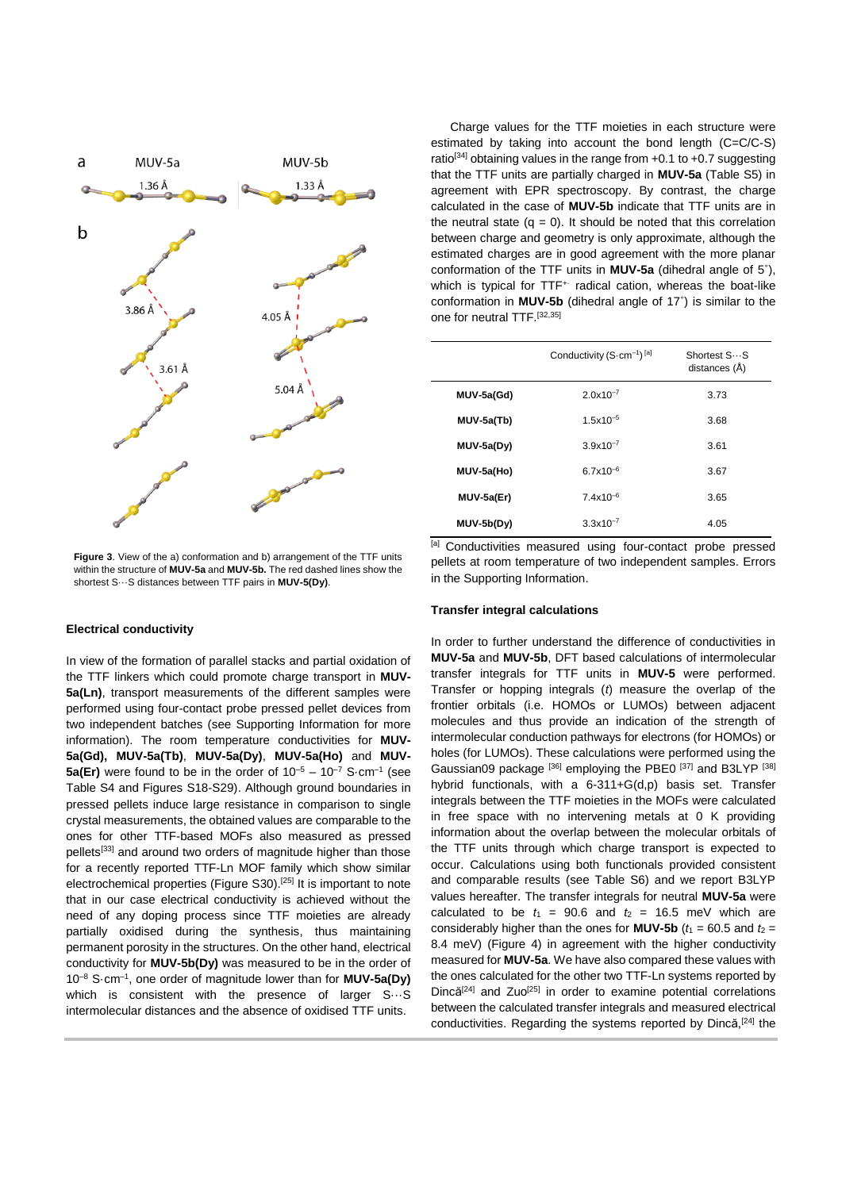Figure 3. View of the a) conformation and b) arrangement of the TTF units within the structure of **MUV-5a** and **MUV-5b.** The red dashed lines show the shortest S···S distances between TTF pairs in **MUV-5(Dy)**.

### Electrical conductivity

In view of the formation of parallel stacks and partial oxidation of the TTF linkers which could promote charge transport in **MUV-5a(Ln)**, transport measurements of the different samples were performed using four-contact probe pressed pellet devices from two independent batches (see Supporting Information for more information). The room temperature conductivities for **MUV-5a(Gd), MUV-5a(Tb)**, **MUV-5a(Dy)**, **MUV-5a(Ho)** and **MUV-5a(Er)** were found to be in the order of $10^{-5}$ – $10^{-7}$ S·cm$^{-1}$ (see Table S4 and Figures S18-S29). Although ground boundaries in pressed pellets induce large resistance in comparison to single crystal measurements, the obtained values are comparable to the ones for other TTF-based MOFs also measured as pressed pellets[33] and around two orders of magnitude higher than those for a recently reported TTF-Ln MOF family which show similar electrochemical properties (Figure S30).[25] It is important to note that in our case electrical conductivity is achieved without the need of any doping process since TTF moieties are already partially oxidised during the synthesis, thus maintaining permanent porosity in the structures. On the other hand, electrical conductivity for **MUV-5b(Dy)** was measured to be in the order of $10^{-8}$ S·cm$^{-1}$, one order of magnitude lower than for **MUV-5a(Dy)** which is consistent with the presence of larger S···S intermolecular distances and the absence of oxidised TTF units.

Charge values for the TTF moieties in each structure were estimated by taking into account the bond length (C=C/C-S) ratio[34] obtaining values in the range from +0.1 to +0.7 suggesting that the TTF units are partially charged in **MUV-5a** (Table S5) in agreement with EPR spectroscopy. By contrast, the charge calculated in the case of **MUV-5b** indicate that TTF units are in the neutral state (q = 0). It should be noted that this correlation between charge and geometry is only approximate, although the estimated charges are in good agreement with the more planar conformation of the TTF units in **MUV-5a** (dihedral angle of 5°), which is typical for $TTF^{+\cdot}$ radical cation, whereas the boat-like conformation in **MUV-5b** (dihedral angle of 17°) is similar to the one for neutral TTF.[32,35]

| | Conductivity (S·cm$^{-1}$) [a] | Shortest S···S distances (Å) |
|---|---|---|
| **MUV-5a(Gd)** | $2.0\times10^{-7}$ | 3.73 |
| **MUV-5a(Tb)** | $1.5\times10^{-5}$ | 3.68 |
| **MUV-5a(Dy)** | $3.9\times10^{-7}$ | 3.61 |
| **MUV-5a(Ho)** | $6.7\times10^{-6}$ | 3.67 |
| **MUV-5a(Er)** | $7.4\times10^{-6}$ | 3.65 |
| **MUV-5b(Dy)** | $3.3\times10^{-7}$ | 4.05 |

[a] Conductivities measured using four-contact probe pressed pellets at room temperature of two independent samples. Errors in the Supporting Information.

### Transfer integral calculations

In order to further understand the difference of conductivities in **MUV-5a** and **MUV-5b**, DFT based calculations of intermolecular transfer integrals for TTF units in **MUV-5** were performed. Transfer or hopping integrals (*t*) measure the overlap of the frontier orbitals (i.e. HOMOs or LUMOs) between adjacent molecules and thus provide an indication of the strength of intermolecular conduction pathways for electrons (for HOMOs) or holes (for LUMOs). These calculations were performed using the Gaussian09 package [36] employing the PBE0 [37] and B3LYP [38] hybrid functionals, with a 6-311+G(d,p) basis set. Transfer integrals between the TTF moieties in the MOFs were calculated in free space with no intervening metals at 0 K providing information about the overlap between the molecular orbitals of the TTF units through which charge transport is expected to occur. Calculations using both functionals provided consistent and comparable results (see Table S6) and we report B3LYP values hereafter. The transfer integrals for neutral **MUV-5a** were calculated to be $t_1$ = 90.6 and $t_2$ = 16.5 meV which are considerably higher than the ones for **MUV-5b** ($t_1$ = 60.5 and $t_2$ = 8.4 meV) (Figure 4) in agreement with the higher conductivity measured for **MUV-5a**. We have also compared these values with the ones calculated for the other two TTF-Ln systems reported by Dincă[24] and Zuo[25] in order to examine potential correlations between the calculated transfer integrals and measured electrical conductivities. Regarding the systems reported by Dincă,[24] the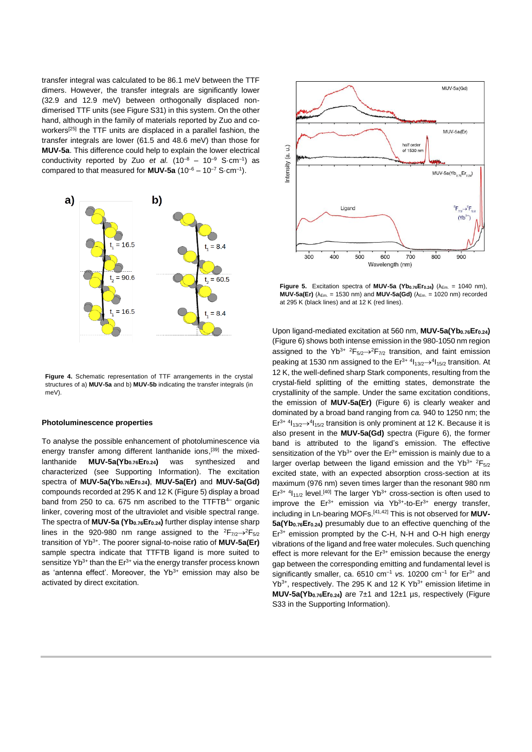transfer integral was calculated to be 86.1 meV between the TTF dimers. However, the transfer integrals are significantly lower (32.9 and 12.9 meV) between orthogonally displaced non-dimerised TTF units (see Figure S31) in this system. On the other hand, although in the family of materials reported by Zuo and co-workers[25] the TTF units are displaced in a parallel fashion, the transfer integrals are lower (61.5 and 48.6 meV) than those for **MUV-5a**. This difference could help to explain the lower electrical conductivity reported by Zuo *et al.* ($10^{-8}$ – $10^{-9}$ S·cm$^{-1}$) as compared to that measured for **MUV-5a** ($10^{-6}$ – $10^{-7}$ S·cm$^{-1}$).

**Figure 4.** Schematic representation of TTF arrangements in the crystal structures of a) **MUV-5a** and b) **MUV-5b** indicating the transfer integrals (in meV).

### Photoluminescence properties

To analyse the possible enhancement of photoluminescence via energy transfer among different lanthanide ions,[39] the mixed-lanthanide **MUV-5a(Yb$_{0.76}$Er$_{0.24}$)** was synthesized and characterized (see Supporting Information). The excitation spectra of **MUV-5a(Yb$_{0.76}$Er$_{0.24}$)**, **MUV-5a(Er)** and **MUV-5a(Gd)** compounds recorded at 295 K and 12 K (Figure 5) display a broad band from 250 to ca. 675 nm ascribed to the TTFTB$^{4-}$ organic linker, covering most of the ultraviolet and visible spectral range. The spectra of **MUV-5a (Yb$_{0.76}$Er$_{0.24}$)** further display intense sharp lines in the 920-980 nm range assigned to the $^2F_{7/2}\rightarrow{}^2F_{5/2}$ transition of $Yb^{3+}$. The poorer signal-to-noise ratio of **MUV-5a(Er)** sample spectra indicate that TTFTB ligand is more suited to sensitize $Yb^{3+}$ than the $Er^{3+}$ via the energy transfer process known as 'antenna effect'. Moreover, the $Yb^{3+}$ emission may also be activated by direct excitation.

**Figure 5.** Excitation spectra of **MUV-5a (Yb$_{0.76}$Er$_{0.24}$)** ($\lambda_{Em.}$ = 1040 nm), **MUV-5a(Er)** ($\lambda_{Em.}$ = 1530 nm) and **MUV-5a(Gd)** ($\lambda_{Em.}$ = 1020 nm) recorded at 295 K (black lines) and at 12 K (red lines).

Upon ligand-mediated excitation at 560 nm, **MUV-5a(Yb$_{0.76}$Er$_{0.24}$)** (Figure 6) shows both intense emission in the 980-1050 nm region assigned to the $Yb^{3+}$ $^2F_{5/2}\rightarrow{}^2F_{7/2}$ transition, and faint emission peaking at 1530 nm assigned to the $Er^{3+}$ $^4I_{13/2}\rightarrow{}^4I_{15/2}$ transition. At 12 K, the well-defined sharp Stark components, resulting from the crystal-field splitting of the emitting states, demonstrate the crystallinity of the sample. Under the same excitation conditions, the emission of **MUV-5a(Er)** (Figure 6) is clearly weaker and dominated by a broad band ranging from *ca.* 940 to 1250 nm; the $Er^{3+}$ $^4I_{13/2}\rightarrow{}^4I_{15/2}$ transition is only prominent at 12 K. Because it is also present in the **MUV-5a(Gd)** spectra (Figure 6), the former band is attributed to the ligand's emission. The effective sensitization of the $Yb^{3+}$ over the $Er^{3+}$ emission is mainly due to a larger overlap between the ligand emission and the $Yb^{3+}$ $^2F_{5/2}$ excited state, with an expected absorption cross-section at its maximum (976 nm) seven times larger than the resonant 980 nm $Er^{3+}$ $^4I_{11/2}$ level.[40] The larger $Yb^{3+}$ cross-section is often used to improve the $Er^{3+}$ emission via $Yb^{3+}$-to-$Er^{3+}$ energy transfer, including in Ln-bearing MOFs.[41,42] This is not observed for **MUV-5a(Yb$_{0.76}$Er$_{0.24}$)** presumably due to an effective quenching of the $Er^{3+}$ emission prompted by the C-H, N-H and O-H high energy vibrations of the ligand and free water molecules. Such quenching effect is more relevant for the $Er^{3+}$ emission because the energy gap between the corresponding emitting and fundamental level is significantly smaller, ca. 6510 cm$^{-1}$ *vs.* 10200 cm$^{-1}$ for $Er^{3+}$ and $Yb^{3+}$, respectively. The 295 K and 12 K $Yb^{3+}$ emission lifetime in **MUV-5a(Yb$_{0.76}$Er$_{0.24}$)** are 7±1 and 12±1 µs, respectively (Figure S33 in the Supporting Information).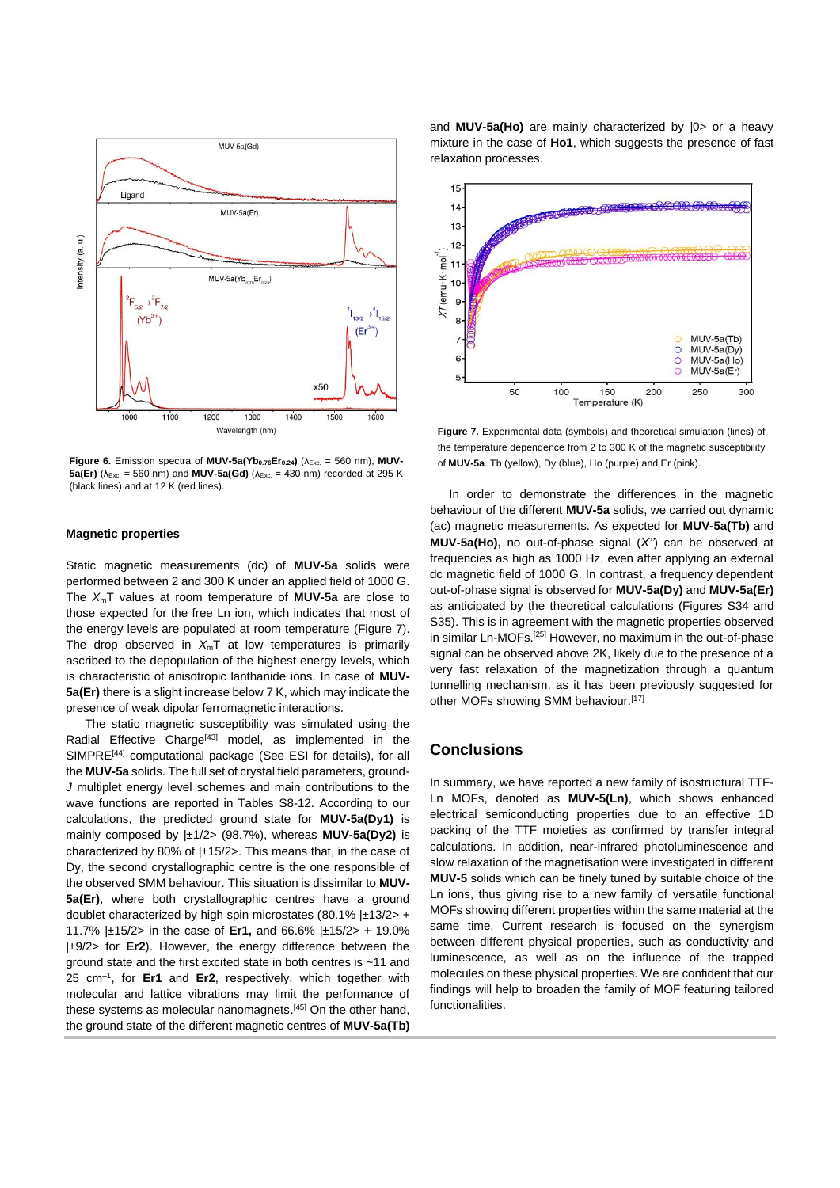**Figure 6.** Emission spectra of **MUV-5a(Yb$_{0.76}$Er$_{0.24}$)** ($\lambda_{Exc.}$ = 560 nm), **MUV-5a(Er)** ($\lambda_{Exc.}$ = 560 nm) and **MUV-5a(Gd)** ($\lambda_{Exc.}$ = 430 nm) recorded at 295 K (black lines) and at 12 K (red lines).

### Magnetic properties

Static magnetic measurements (dc) of **MUV-5a** solids were performed between 2 and 300 K under an applied field of 1000 G. The $X_m$T values at room temperature of **MUV-5a** are close to those expected for the free Ln ion, which indicates that most of the energy levels are populated at room temperature (Figure 7). The drop observed in $X_m$T at low temperatures is primarily ascribed to the depopulation of the highest energy levels, which is characteristic of anisotropic lanthanide ions. In case of **MUV-5a(Er)** there is a slight increase below 7 K, which may indicate the presence of weak dipolar ferromagnetic interactions.

The static magnetic susceptibility was simulated using the Radial Effective Charge[43] model, as implemented in the SIMPRE[44] computational package (See ESI for details), for all the **MUV-5a** solids. The full set of crystal field parameters, ground-*J* multiplet energy level schemes and main contributions to the wave functions are reported in Tables S8-12. According to our calculations, the predicted ground state for **MUV-5a(Dy1)** is mainly composed by |±1/2> (98.7%), whereas **MUV-5a(Dy2)** is characterized by 80% of |±15/2>. This means that, in the case of Dy, the second crystallographic centre is the one responsible of the observed SMM behaviour. This situation is dissimilar to **MUV-5a(Er)**, where both crystallographic centres have a ground doublet characterized by high spin microstates (80.1% |±13/2> + 11.7% |±15/2> in the case of **Er1,** and 66.6% |±15/2> + 19.0% |±9/2> for **Er2**). However, the energy difference between the ground state and the first excited state in both centres is ~11 and 25 cm$^{-1}$, for **Er1** and **Er2**, respectively, which together with molecular and lattice vibrations may limit the performance of these systems as molecular nanomagnets.[45] On the other hand, the ground state of the different magnetic centres of **MUV-5a(Tb)** and **MUV-5a(Ho)** are mainly characterized by |0> or a heavy mixture in the case of **Ho1**, which suggests the presence of fast relaxation processes.

**Figure 7.** Experimental data (symbols) and theoretical simulation (lines) of the temperature dependence from 2 to 300 K of the magnetic susceptibility of **MUV-5a**. Tb (yellow), Dy (blue), Ho (purple) and Er (pink).

In order to demonstrate the differences in the magnetic behaviour of the different **MUV-5a** solids, we carried out dynamic (ac) magnetic measurements. As expected for **MUV-5a(Tb)** and **MUV-5a(Ho),** no out-of-phase signal ($X''$) can be observed at frequencies as high as 1000 Hz, even after applying an external dc magnetic field of 1000 G. In contrast, a frequency dependent out-of-phase signal is observed for **MUV-5a(Dy)** and **MUV-5a(Er)** as anticipated by the theoretical calculations (Figures S34 and S35). This is in agreement with the magnetic properties observed in similar Ln-MOFs.[25] However, no maximum in the out-of-phase signal can be observed above 2K, likely due to the presence of a very fast relaxation of the magnetization through a quantum tunnelling mechanism, as it has been previously suggested for other MOFs showing SMM behaviour.[17]

## Conclusions

In summary, we have reported a new family of isostructural TTF-Ln MOFs, denoted as **MUV-5(Ln)**, which shows enhanced electrical semiconducting properties due to an effective 1D packing of the TTF moieties as confirmed by transfer integral calculations. In addition, near-infrared photoluminescence and slow relaxation of the magnetisation were investigated in different **MUV-5** solids which can be finely tuned by suitable choice of the Ln ions, thus giving rise to a new family of versatile functional MOFs showing different properties within the same material at the same time. Current research is focused on the synergism between different physical properties, such as conductivity and luminescence, as well as on the influence of the trapped molecules on these physical properties. We are confident that our findings will help to broaden the family of MOF featuring tailored functionalities.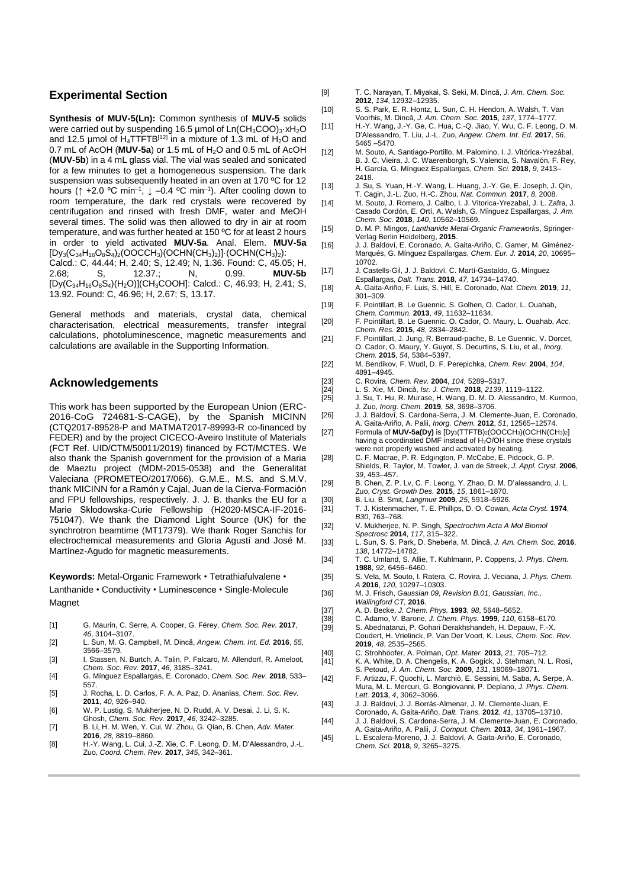## Experimental Section

**Synthesis of MUV-5(Ln):** Common synthesis of **MUV-5** solids were carried out by suspending 16.5 µmol of $Ln(CH_3COO)_3 \cdot xH_2O$ and 12.5 µmol of $H_4TTFTB$[12] in a mixture of 1.3 mL of $H_2O$ and 0.7 mL of AcOH (**MUV-5a**) or 1.5 mL of $H_2O$ and 0.5 mL of AcOH (**MUV-5b**) in a 4 mL glass vial. The vial was sealed and sonicated for a few minutes to get a homogeneous suspension. The dark suspension was subsequently heated in an oven at 170 ºC for 12 hours (↑ +2.0 ºC min$^{-1}$, ↓ –0.4 ºC min$^{-1}$). After cooling down to room temperature, the dark red crystals were recovered by centrifugation and rinsed with fresh DMF, water and MeOH several times. The solid was then allowed to dry in air at room temperature, and was further heated at 150 ºC for at least 2 hours in order to yield activated **MUV-5a**. Anal. Elem. **MUV-5a** $[Dy_3(C_{34}H_{16}O_8S_4)_2(OOCCH_3)(OCHN(CH_3)_2)] \cdot (OCHN(CH_3)_2)$: Calcd.: C, 44.44; H, 2.40; S, 12.49; N, 1.36. Found: C, 45.05; H, 2.68; S, 12.37.; N, 0.99. **MUV-5b** $[Dy(C_{34}H_{16}O_8S_4)(H_2O)](CH_3COOH)$: Calcd.: C, 46.93; H, 2.41; S, 13.92. Found: C, 46.96; H, 2.67; S, 13.17.

General methods and materials, crystal data, chemical characterisation, electrical measurements, transfer integral calculations, photoluminescence, magnetic measurements and calculations are available in the Supporting Information.

## Acknowledgements

This work has been supported by the European Union (ERC-2016-CoG 724681-S-CAGE), by the Spanish MICINN (CTQ2017-89528-P and MATMAT2017-89993-R co-financed by FEDER) and by the project CICECO-Aveiro Institute of Materials (FCT Ref. UID/CTM/50011/2019) financed by FCT/MCTES. We also thank the Spanish government for the provision of a Maria de Maeztu project (MDM-2015-0538) and the Generalitat Valeciana (PROMETEO/2017/066). G.M.E., M.S. and S.M.V. thank MICINN for a Ramón y Cajal, Juan de la Cierva-Formación and FPU fellowships, respectively. J. J. B. thanks the EU for a Marie Skłodowska-Curie Fellowship (H2020-MSCA-IF-2016-751047). We thank the Diamond Light Source (UK) for the synchrotron beamtime (MT17379). We thank Roger Sanchis for electrochemical measurements and Gloria Agustí and José M. Martínez-Agudo for magnetic measurements.

**Keywords:** Metal-Organic Framework • Tetrathiafulvalene • Lanthanide • Conductivity • Luminescence • Single-Molecule Magnet

[1] G. Maurin, C. Serre, A. Cooper, G. Férey, *Chem. Soc. Rev.* **2017**, *46*, 3104–3107.
[2] L. Sun, M. G. Campbell, M. Dincă, *Angew. Chem. Int. Ed.* **2016**, *55*, 3566–3579.
[3] I. Stassen, N. Burtch, A. Talin, P. Falcaro, M. Allendorf, R. Ameloot, *Chem. Soc. Rev.* **2017**, *46*, 3185–3241.
[4] G. Mínguez Espallargas, E. Coronado, *Chem. Soc. Rev.* **2018**, 533–557.
[5] J. Rocha, L. D. Carlos, F. A. A. Paz, D. Ananias, *Chem. Soc. Rev.* **2011**, *40*, 926–940.
[6] W. P. Lustig, S. Mukherjee, N. D. Rudd, A. V. Desai, J. Li, S. K. Ghosh, *Chem. Soc. Rev.* **2017**, *46*, 3242–3285.
[7] B. Li, H. M. Wen, Y. Cui, W. Zhou, G. Qian, B. Chen, *Adv. Mater.* **2016**, *28*, 8819–8860.
[8] H.-Y. Wang, L. Cui, J.-Z. Xie, C. F. Leong, D. M. D'Alessandro, J.-L. Zuo, *Coord. Chem. Rev.* **2017**, *345*, 342–361.
[9] T. C. Narayan, T. Miyakai, S. Seki, M. Dincă, *J. Am. Chem. Soc.* **2012**, *134*, 12932–12935.
[10] S. S. Park, E. R. Hontz, L. Sun, C. H. Hendon, A. Walsh, T. Van Voorhis, M. Dincă, *J. Am. Chem. Soc.* **2015**, *137*, 1774–1777.
[11] H.-Y. Wang, J.-Y. Ge, C. Hua, C.-Q. Jiao, Y. Wu, C. F. Leong, D. M. D'Alessandro, T. Liu, J.-L. Zuo, *Angew. Chem. Int. Ed.* **2017**, *56*, 5465 –5470.
[12] M. Souto, A. Santiago-Portillo, M. Palomino, I. J. Vitórica-Yrezábal, B. J. C. Vieira, J. C. Waerenborgh, S. Valencia, S. Navalón, F. Rey, H. García, G. Mínguez Espallargas, *Chem. Sci.* **2018**, *9*, 2413–2418.
[13] J. Su, S. Yuan, H.-Y. Wang, L. Huang, J.-Y. Ge, E. Joseph, J. Qin, T. Cagin, J.-L. Zuo, H.-C. Zhou, *Nat. Commun.* **2017**, *8*, 2008.
[14] M. Souto, J. Romero, J. Calbo, I. J. Vitorica-Yrezabal, J. L. Zafra, J. Casado Cordón, E. Ortí, A. Walsh, G. Mínguez Espallargas, *J. Am. Chem. Soc.* **2018**, *140*, 10562–10569.
[15] D. M. P. Mingos, *Lanthanide Metal-Organic Frameworks*, Springer-Verlag Berlin Heidelberg, **2015**.
[16] J. J. Baldoví, E. Coronado, A. Gaita-Ariño, C. Gamer, M. Giménez-Marqués, G. Mínguez Espallargas, *Chem. Eur. J.* **2014**, *20*, 10695–10702.
[17] J. Castells-Gil, J. J. Baldoví, C. Martí-Gastaldo, G. Mínguez Espallargas, *Dalt. Trans.* **2018**, *47*, 14734–14740.
[18] A. Gaita-Ariño, F. Luis, S. Hill, E. Coronado, *Nat. Chem.* **2019**, *11*, 301–309.
[19] F. Pointillart, B. Le Guennic, S. Golhen, O. Cador, L. Ouahab, *Chem. Commun.* **2013**, *49*, 11632–11634.
[20] F. Pointillart, B. Le Guennic, O. Cador, O. Maury, L. Ouahab, *Acc. Chem. Res.* **2015**, *48*, 2834–2842.
[21] F. Pointillart, J. Jung, R. Berraud-pache, B. Le Guennic, V. Dorcet, O. Cador, O. Maury, Y. Guyot, S. Decurtins, S. Liu, et al., *Inorg. Chem.* **2015**, *54*, 5384–5397.
[22] M. Bendikov, F. Wudl, D. F. Perepichka, *Chem. Rev.* **2004**, *104*, 4891–4945.
[23] C. Rovira, *Chem. Rev.* **2004**, *104*, 5289–5317.
[24] L. S. Xie, M. Dincă, *Isr. J. Chem.* **2018**, *2139*, 1119–1122.
[25] J. Su, T. Hu, R. Murase, H. Wang, D. M. D. Alessandro, M. Kurmoo, J. Zuo, *Inorg. Chem.* **2019**, *58*, 3698–3706.
[26] J. J. Baldoví, S. Cardona-Serra, J. M. Clemente-Juan, E. Coronado, A. Gaita-Ariño, A. Palii, *Inorg. Chem.* **2012**, *51*, 12565–12574.
[27] Formula of **MUV-5a(Dy)** is $[Dy_3(TTFTB)_2(OOCCH_3)(OCHN(CH_3)_2]$ having a coordinated DMF instead of $H_2O$/OH since these crystals were not properly washed and activated by heating.
[28] C. F. Macrae, P. R. Edgington, P. McCabe, E. Pidcock, G. P. Shields, R. Taylor, M. Towler, J. van de Streek, *J. Appl. Cryst.* **2006**, *39*, 453–457.
[29] B. Chen, Z. P. Lv, C. F. Leong, Y. Zhao, D. M. D'alessandro, J. L. Zuo, *Cryst. Growth Des.* **2015**, *15*, 1861–1870.
[30] B. Liu, B. Smit, *Langmuir* **2009**, *25*, 5918–5926.
[31] T. J. Kistenmacher, T. E. Phillips, D. O. Cowan, *Acta Cryst.* **1974**, *B30*, 763–768.
[32] V. Mukherjee, N. P. Singh, *Spectrochim Acta A Mol Biomol Spectrosc* **2014**, *117*, 315–322.
[33] L. Sun, S. S. Park, D. Sheberla, M. Dincă, *J. Am. Chem. Soc.* **2016**, *138*, 14772–14782.
[34] T. C. Umland, S. Allie, T. Kuhlmann, P. Coppens, *J. Phys. Chem.* **1988**, *92*, 6456–6460.
[35] S. Vela, M. Souto, I. Ratera, C. Rovira, J. Veciana, *J. Phys. Chem. A* **2016**, *120*, 10297–10303.
[36] M. J. Frisch, *Gaussian 09, Revision B.01, Gaussian, Inc., Wallingford CT,* **2016**.
[37] A. D. Becke, *J. Chem. Phys.* **1993**, *98*, 5648–5652.
[38] C. Adamo, V. Barone, *J. Chem. Phys.* **1999**, *110*, 6158–6170.
[39] S. Abednatanzi, P. Gohari Derakhshandeh, H. Depauw, F.-X. Coudert, H. Vrielinck, P. Van Der Voort, K. Leus, *Chem. Soc. Rev.* **2019**, *48*, 2535–2565.
[40] C. Strohhöofer, A. Polman, *Opt. Mater.* **2013**, *21*, 705–712.
[41] K. A. White, D. A. Chengelis, K. A. Gogick, J. Stehman, N. L. Rosi, S. Petoud, *J. Am. Chem. Soc.* **2009**, *131*, 18069–18071.
[42] F. Artizzu, F. Quochi, L. Marchiò, E. Sessini, M. Saba, A. Serpe, A. Mura, M. L. Mercuri, G. Bongiovanni, P. Deplano, *J. Phys. Chem. Lett.* **2013**, *4*, 3062–3066.
[43] J. J. Baldoví, J. J. Borrás-Almenar, J. M. Clemente-Juan, E. Coronado, A. Gaita-Ariño, *Dalt. Trans.* **2012**, *41*, 13705–13710.
[44] J. J. Baldoví, S. Cardona-Serra, J. M. Clemente-Juan, E. Coronado, A. Gaita-Ariño, A. Palii, *J. Comput. Chem.* **2013**, *34*, 1961–1967.
[45] L. Escalera-Moreno, J. J. Baldoví, A. Gaita-Ariño, E. Coronado, *Chem. Sci.* **2018**, *9*, 3265–3275.